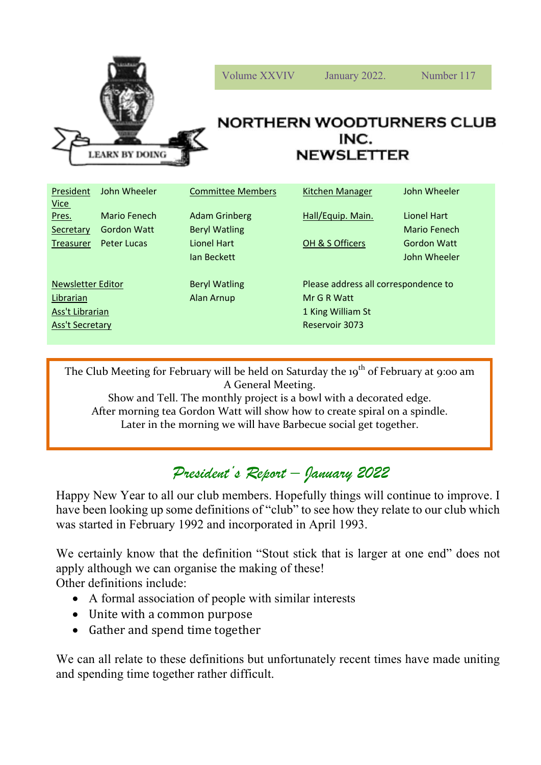Volume XXVIV | January 2022. | Number 117

# NORTHERN WOODTURNERS CLUB INC. NEWSLETTER

LEARN BY DOING

| | | | | |
|---|---|---|---|---|
| President | John Wheeler | Committee Members | Kitchen Manager | John Wheeler |
| Vice Pres. | Mario Fenech | Adam Grinberg | Hall/Equip. Main. | Lionel Hart |
| Secretary | Gordon Watt | Beryl Watling | | Mario Fenech |
| Treasurer | Peter Lucas | Lionel Hart | OH & S Officers | Gordon Watt |
| | | Ian Beckett | | John Wheeler |

| | | |
|---|---|---|
| Newsletter Editor | Beryl Watling | Please address all correspondence to |
| Librarian | Alan Arnup | Mr G R Watt |
| Ass't Librarian | | 1 King William St |
| Ass't Secretary | | Reservoir 3073 |

The Club Meeting for February will be held on Saturday the 19th of February at 9:00 am
A General Meeting.
Show and Tell. The monthly project is a bowl with a decorated edge.
After morning tea Gordon Watt will show how to create spiral on a spindle.
Later in the morning we will have Barbecue social get together.

## *President's Report – January 2022*

Happy New Year to all our club members. Hopefully things will continue to improve. I have been looking up some definitions of "club" to see how they relate to our club which was started in February 1992 and incorporated in April 1993.

We certainly know that the definition "Stout stick that is larger at one end" does not apply although we can organise the making of these!
Other definitions include:

- A formal association of people with similar interests
- Unite with a common purpose
- Gather and spend time together

We can all relate to these definitions but unfortunately recent times have made uniting and spending time together rather difficult.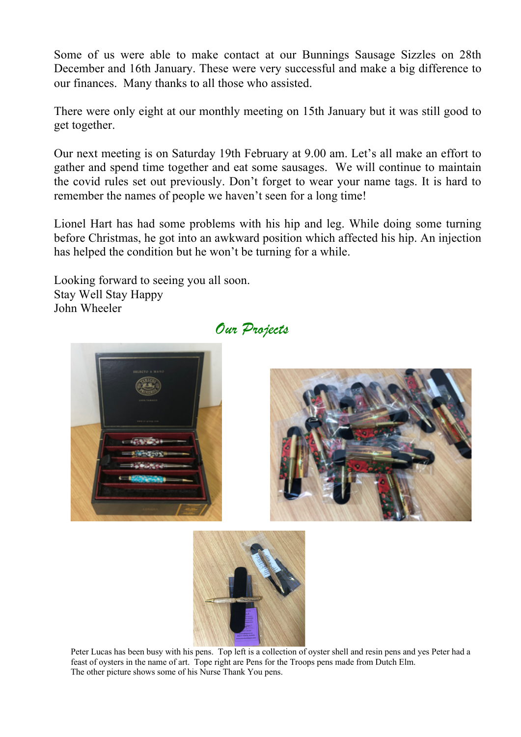Some of us were able to make contact at our Bunnings Sausage Sizzles on 28th December and 16th January. These were very successful and make a big difference to our finances. Many thanks to all those who assisted.

There were only eight at our monthly meeting on 15th January but it was still good to get together.

Our next meeting is on Saturday 19th February at 9.00 am. Let's all make an effort to gather and spend time together and eat some sausages. We will continue to maintain the covid rules set out previously. Don't forget to wear your name tags. It is hard to remember the names of people we haven't seen for a long time!

Lionel Hart has had some problems with his hip and leg. While doing some turning before Christmas, he got into an awkward position which affected his hip. An injection has helped the condition but he won't be turning for a while.

Looking forward to seeing you all soon.
Stay Well Stay Happy
John Wheeler

## *Our Projects*

Peter Lucas has been busy with his pens. Top left is a collection of oyster shell and resin pens and yes Peter had a feast of oysters in the name of art. Tope right are Pens for the Troops pens made from Dutch Elm.
The other picture shows some of his Nurse Thank You pens.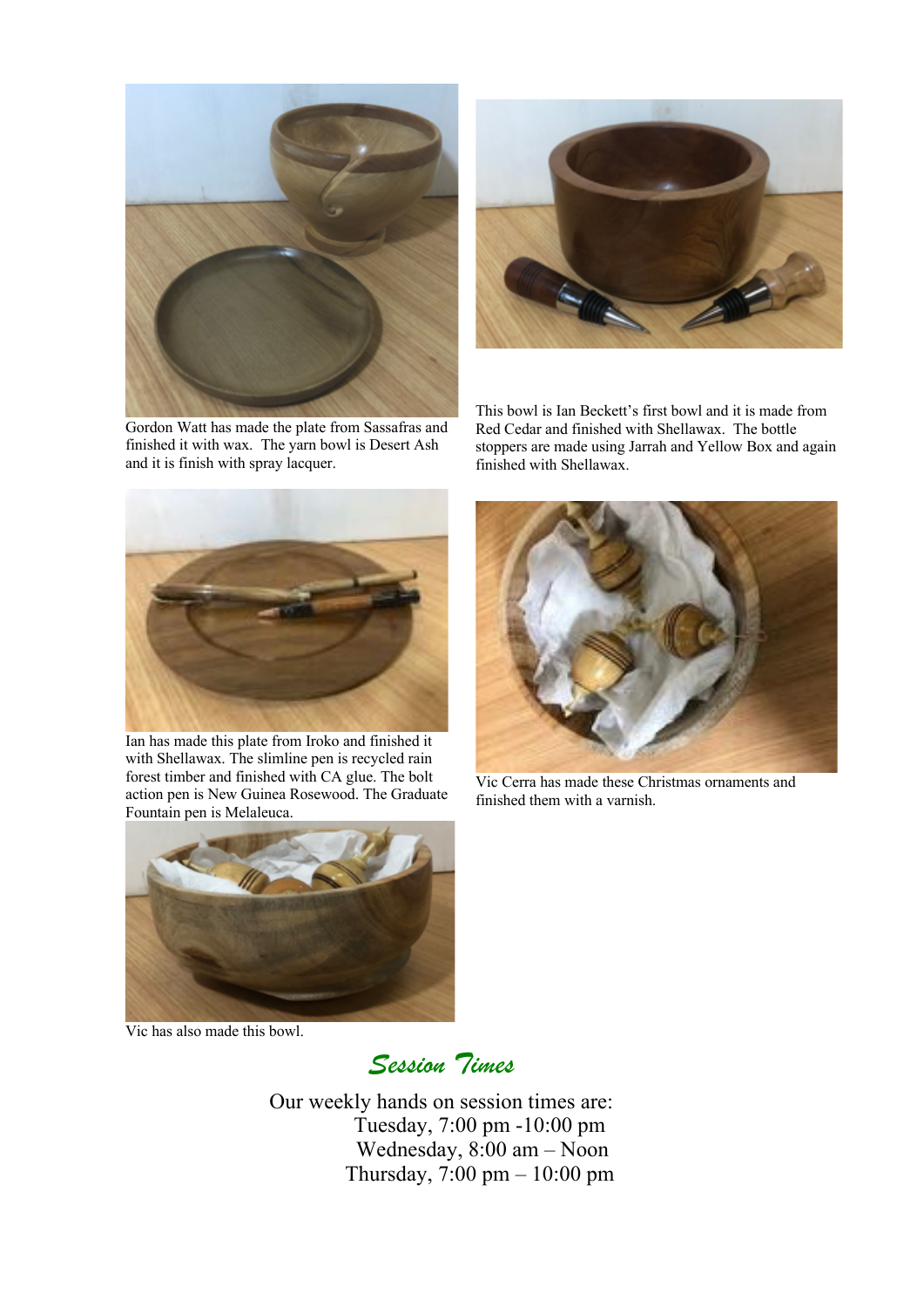Gordon Watt has made the plate from Sassafras and finished it with wax. The yarn bowl is Desert Ash and it is finish with spray lacquer.

This bowl is Ian Beckett's first bowl and it is made from Red Cedar and finished with Shellawax. The bottle stoppers are made using Jarrah and Yellow Box and again finished with Shellawax.

Ian has made this plate from Iroko and finished it with Shellawax. The slimline pen is recycled rain forest timber and finished with CA glue. The bolt action pen is New Guinea Rosewood. The Graduate Fountain pen is Melaleuca.

Vic Cerra has made these Christmas ornaments and finished them with a varnish.

Vic has also made this bowl.

## *Session Times*

Our weekly hands on session times are:

Tuesday, 7:00 pm -10:00 pm
Wednesday, 8:00 am – Noon
Thursday, 7:00 pm – 10:00 pm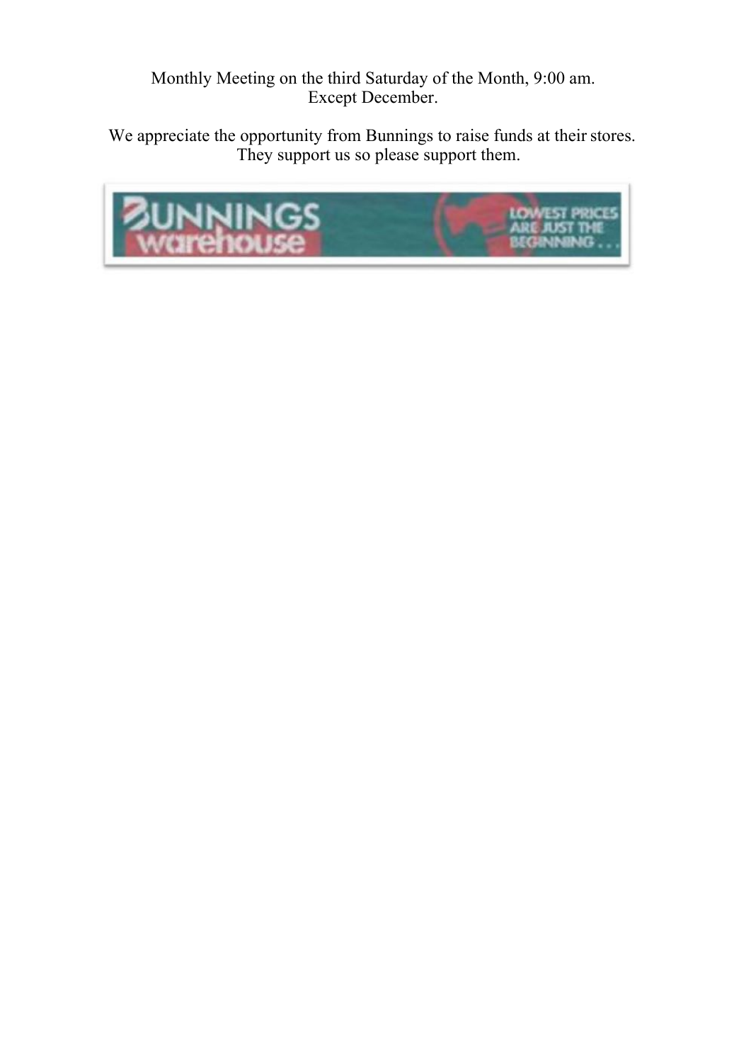Monthly Meeting on the third Saturday of the Month, 9:00 am.
Except December.

We appreciate the opportunity from Bunnings to raise funds at their stores.
They support us so please support them.